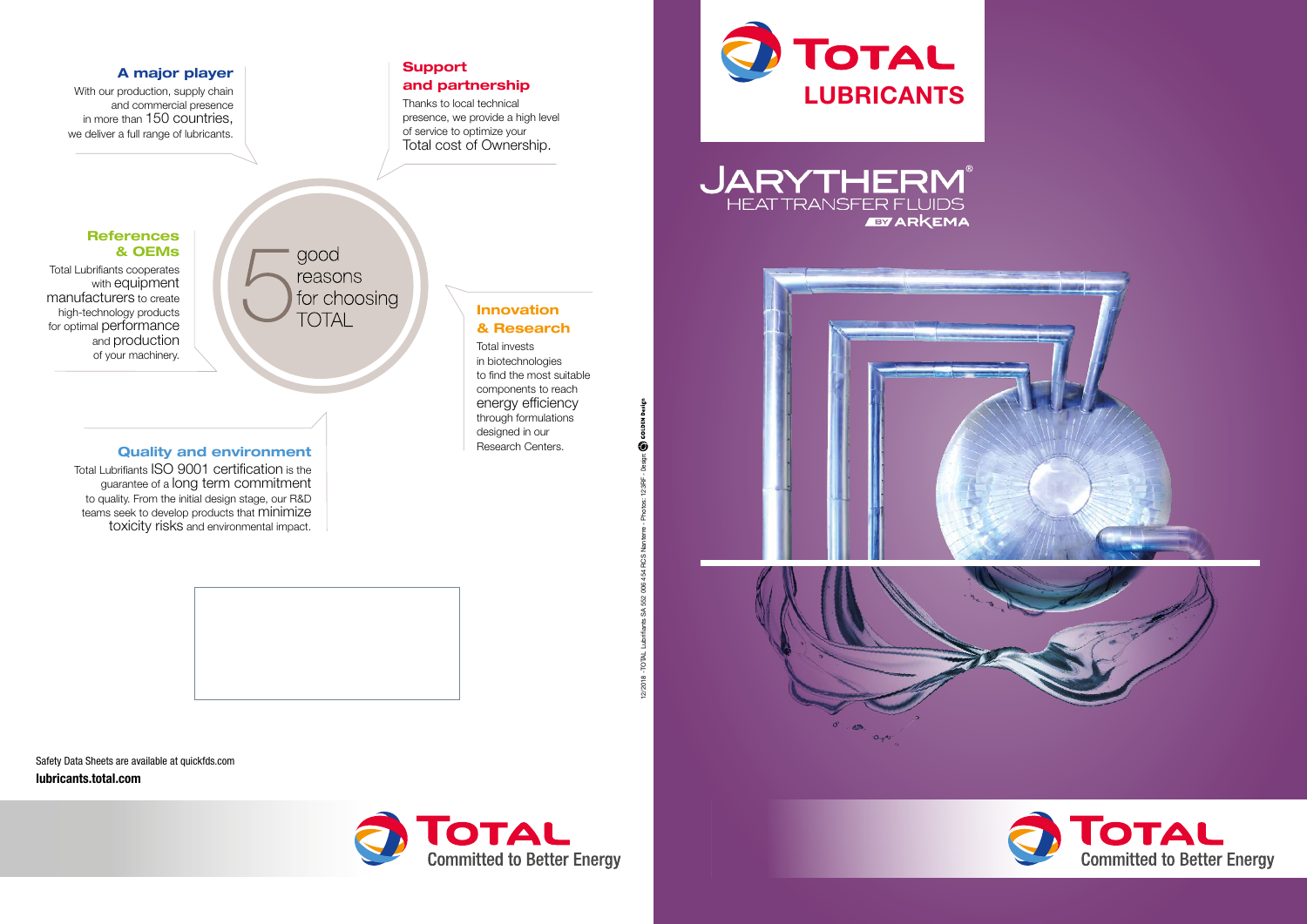## A major player

With our production, supply chain and commercial presence in more than 150 countries, we deliver a full range of lubricants.

## Support and partnership

Thanks to local technical presence, we provide a high level of service to optimize your Total cost of Ownership.

## References & OEMs

Total Lubrifiants cooperates with equipment manufacturers to create high-technology products for optimal performance and production of your machinery.

# 5 good reasons for choosing TOTAL

## Innovation & Research

Total invests in biotechnologies to find the most suitable components to reach energy efficiency through formulations designed in our Research Centers.

## Quality and environment

Total Lubrifiants ISO 9001 certification is the guarantee of a long term commitment to quality. From the initial design stage, our R&D teams seek to develop products that minimize toxicity risks and environmental impact.

Safety Data Sheets are available at quickfds.com

**lubricants.total.com**

TOTAL Committed to Better Energy

12/2018 - TOTAL Lubrifiants SA 552 006 454 RCS Nanterre - Photos: 123RF - Design: GOLDEN Design

# TOTAL LUBRICANTS

# JARYTHERM®

## HEAT TRANSFER FLUIDS

BY ARKEMA

TOTAL Committed to Better Energy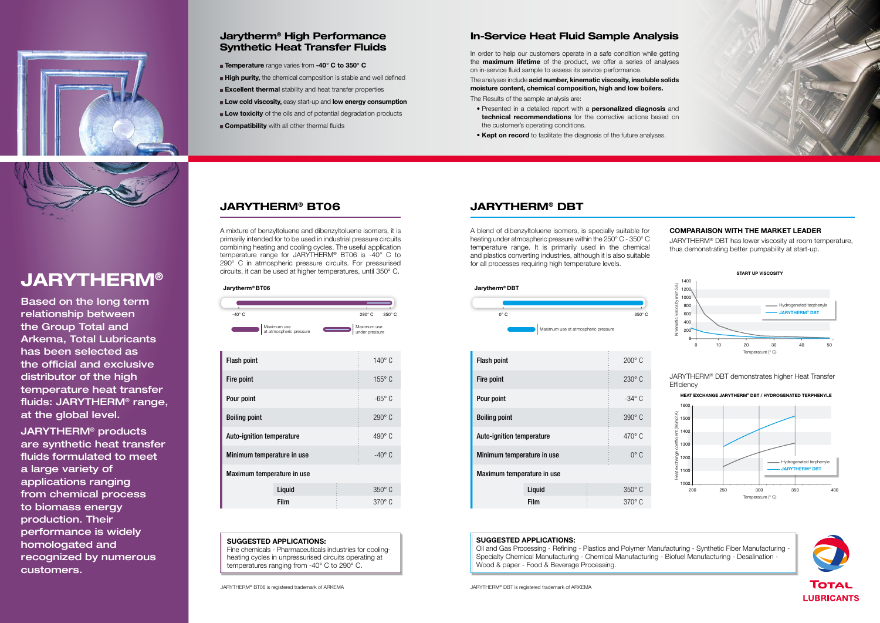# JARYTHERM®

Based on the long term relationship between the Group Total and Arkema, Total Lubricants has been selected as the official and exclusive distributor of the high temperature heat transfer fluids: JARYTHERM® range, at the global level.

JARYTHERM® products are synthetic heat transfer fluids formulated to meet a large variety of applications ranging from chemical process to biomass energy production. Their performance is widely homologated and recognized by numerous customers.

## Jarytherm® High Performance Synthetic Heat Transfer Fluids

- **Temperature** range varies from **-40° C to 350° C**
- **High purity,** the chemical composition is stable and well defined
- **Excellent thermal** stability and heat transfer properties
- **Low cold viscosity,** easy start-up and **low energy consumption**
- **Low toxicity** of the oils and of potential degradation products
- **Compatibility** with all other thermal fluids

## In-Service Heat Fluid Sample Analysis

In order to help our customers operate in a safe condition while getting the **maximum lifetime** of the product, we offer a series of analyses on in-service fluid sample to assess its service performance.

The analyses include **acid number, kinematic viscosity, insoluble solids moisture content, chemical composition, high and low boilers.**

The Results of the sample analysis are:

- Presented in a detailed report with a **personalized diagnosis** and **technical recommendations** for the corrective actions based on the customer's operating conditions.
- **Kept on record** to facilitate the diagnosis of the future analyses.

## JARYTHERM® BT06

A mixture of benzyltoluene and dibenzyltoluene isomers, it is primarily intended for to be used in industrial pressure circuits combining heating and cooling cycles. The useful application temperature range for JARYTHERM® BT06 is -40° C to 290° C in atmospheric pressure circuits. For pressurised circuits, it can be used at higher temperatures, until 350° C.

Jarytherm® BT06

-40° C
290° C
350° C
Maximum use at atmospheric pressure
Maximum use under pressure

| | | |
|---|---|---|
| Flash point | | 140° C |
| Fire point | | 155° C |
| Pour point | | -65° C |
| Boiling point | | 290° C |
| Auto-ignition temperature | | 490° C |
| Minimum temperature in use | | -40° C |
| Maximum temperature in use | | |
| | Liquid | 350° C |
| | Film | 370° C |

**SUGGESTED APPLICATIONS:**
Fine chemicals - Pharmaceuticals industries for cooling-heating cycles in unpressurised circuits operating at temperatures ranging from -40° C to 290° C.

JARYTHERM® BT06 is registered trademark of ARKEMA

## JARYTHERM® DBT

A blend of dibenzyltoluene isomers, is specially suitable for heating under atmospheric pressure within the 250° C - 350° C temperature range. It is primarily used in the chemical and plastics converting industries, although it is also suitable for all processes requiring high temperature levels.

Jarytherm® DBT

0° C
350° C
Maximum use at atmospheric pressure

| | | |
|---|---|---|
| Flash point | | 200° C |
| Fire point | | 230° C |
| Pour point | | -34° C |
| Boiling point | | 390° C |
| Auto-ignition temperature | | 470° C |
| Minimum temperature in use | | 0° C |
| Maximum temperature in use | | |
| | Liquid | 350° C |
| | Film | 370° C |

### COMPARAISON WITH THE MARKET LEADER

JARYTHERM® DBT has lower viscosity at room temperature, thus demonstrating better pumpability at start-up.

START UP VISCOSITY
Kinematic viscosity (mm2/s)
1400
1200
1000
800
600
400
200
0
0
10
20
30
40
50
Temperature (° C)
Hydrogenated terphenyle
JARYTHERM® DBT

JARYTHERM® DBT demonstrates higher Heat Transfer Efficiency

HEAT EXCHANGE JARYTHERM® DBT / HYDROGENATED TERPHENYLE
Heat exchange coefficient (W/m2.K)
1600
1500
1400
1300
1200
1100
1000
200
250
300
350
400
Temperature (° C)
Hydrogenated terphenyle
JARYTHERM® DBT

**SUGGESTED APPLICATIONS:**
Oil and Gas Processing - Refining - Plastics and Polymer Manufacturing - Synthetic Fiber Manufacturing - Specialty Chemical Manufacturing - Chemical Manufacturing - Biofuel Manufacturing - Desalination - Wood & paper - Food & Beverage Processing.

JARYTHERM® DBT is registered trademark of ARKEMA

TOTAL LUBRICANTS